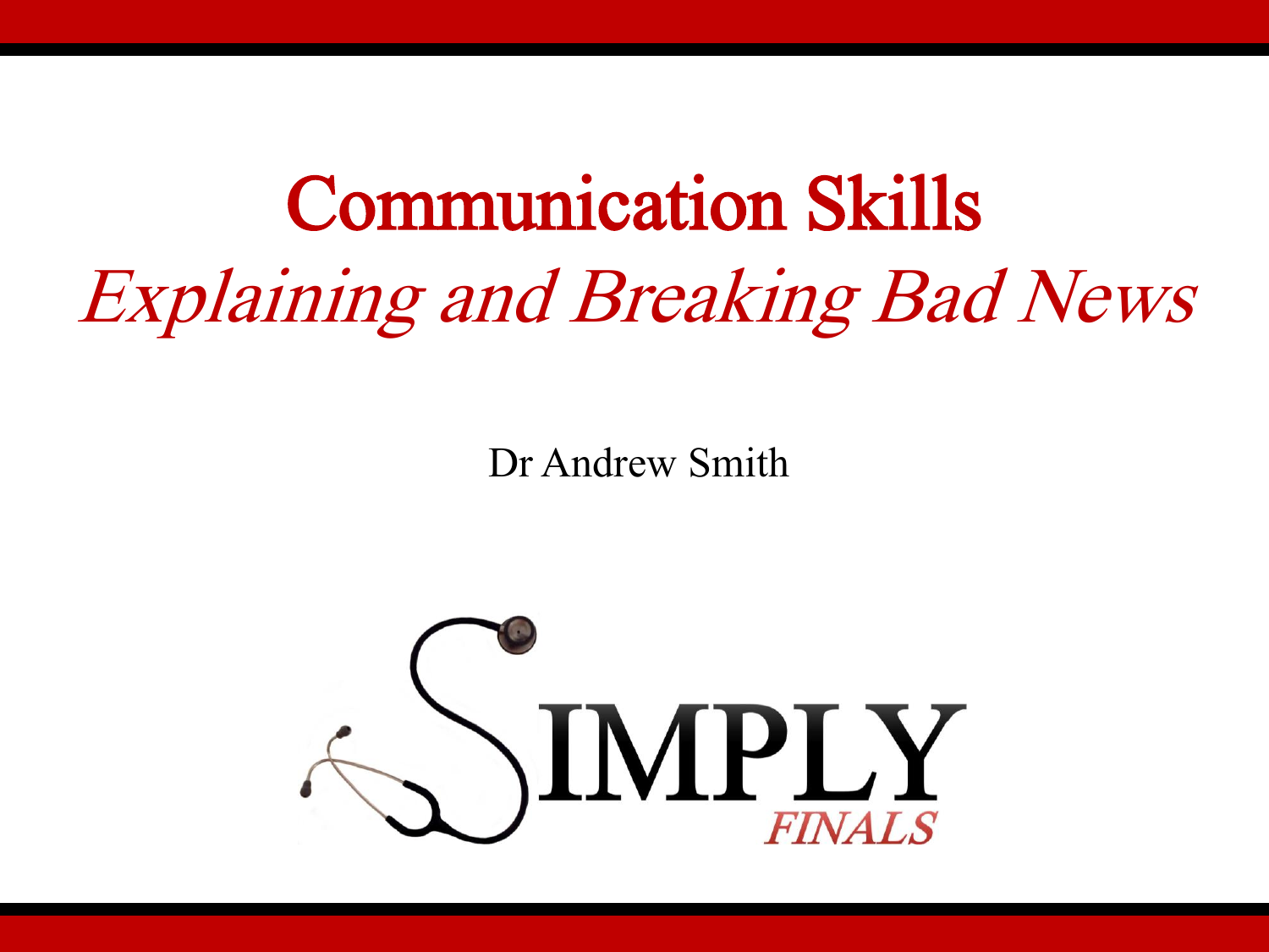# Communication Skills

## *Explaining and Breaking Bad News*

Dr Andrew Smith

SIMPLY *FINALS*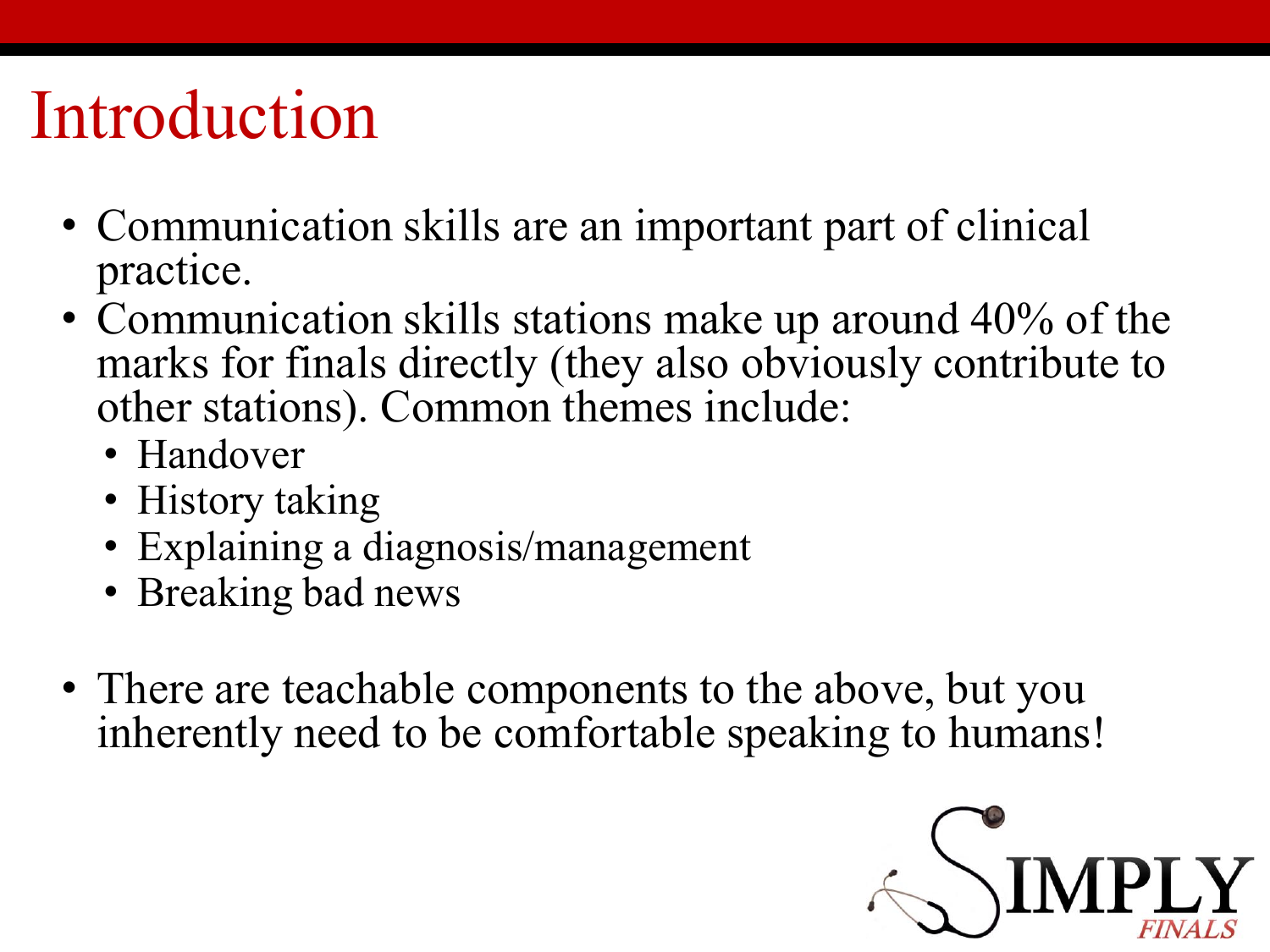# Introduction

- Communication skills are an important part of clinical practice.
- Communication skills stations make up around 40% of the marks for finals directly (they also obviously contribute to other stations). Common themes include:
  - Handover
  - History taking
  - Explaining a diagnosis/management
  - Breaking bad news
- There are teachable components to the above, but you inherently need to be comfortable speaking to humans!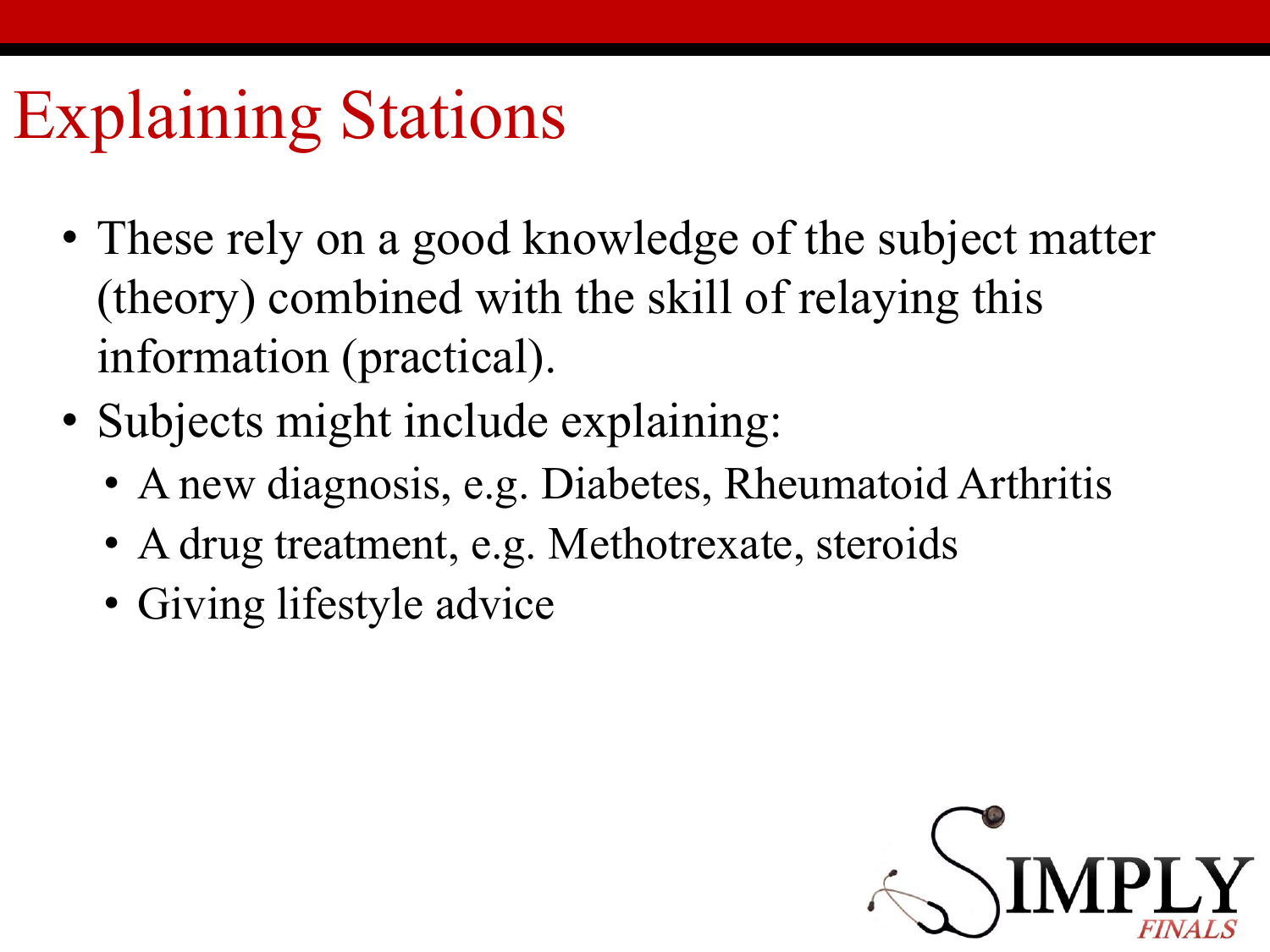# Explaining Stations

- These rely on a good knowledge of the subject matter (theory) combined with the skill of relaying this information (practical).
- Subjects might include explaining:
  - A new diagnosis, e.g. Diabetes, Rheumatoid Arthritis
  - A drug treatment, e.g. Methotrexate, steroids
  - Giving lifestyle advice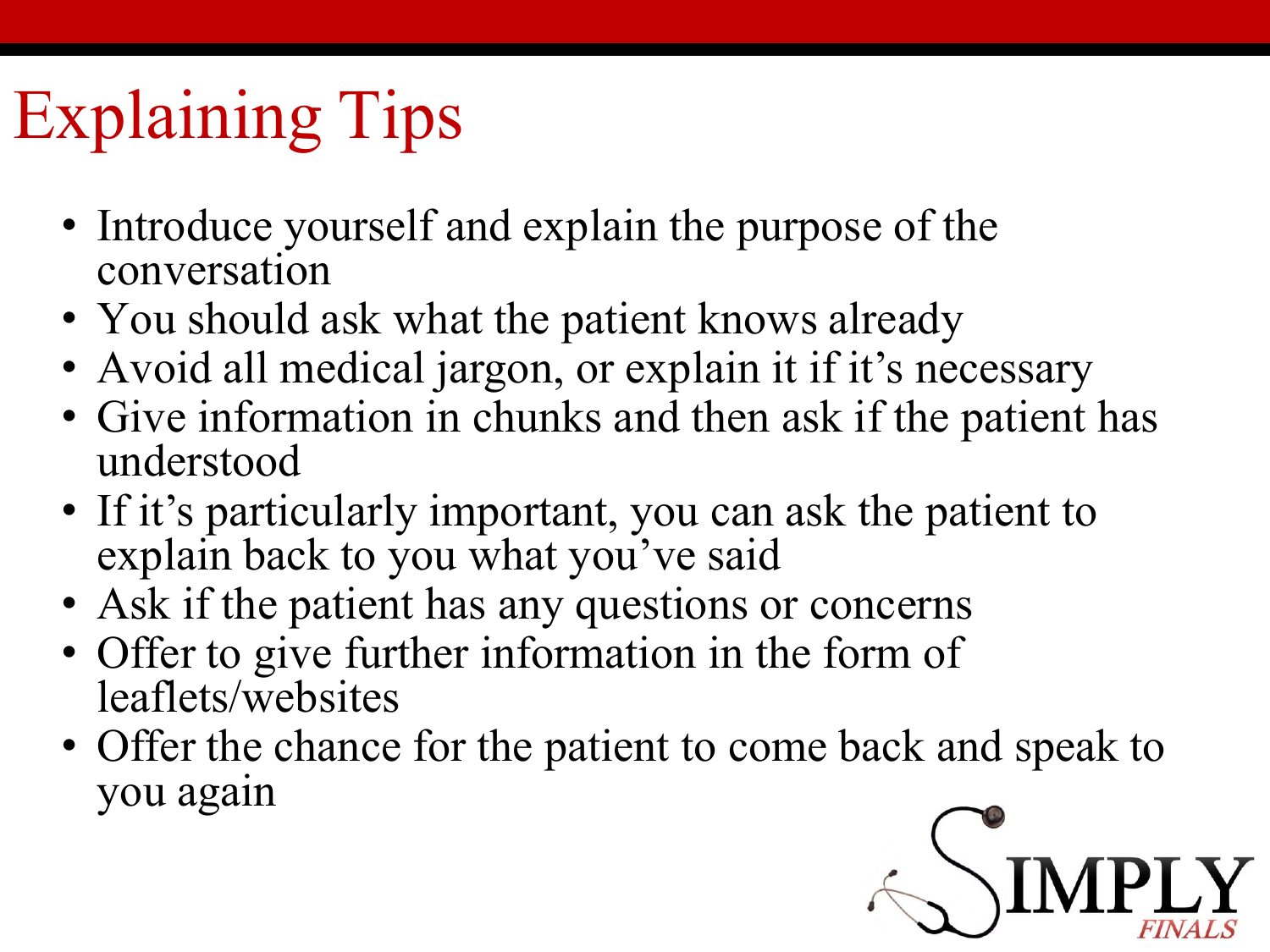# Explaining Tips

- Introduce yourself and explain the purpose of the conversation
- You should ask what the patient knows already
- Avoid all medical jargon, or explain it if it's necessary
- Give information in chunks and then ask if the patient has understood
- If it's particularly important, you can ask the patient to explain back to you what you've said
- Ask if the patient has any questions or concerns
- Offer to give further information in the form of leaflets/websites
- Offer the chance for the patient to come back and speak to you again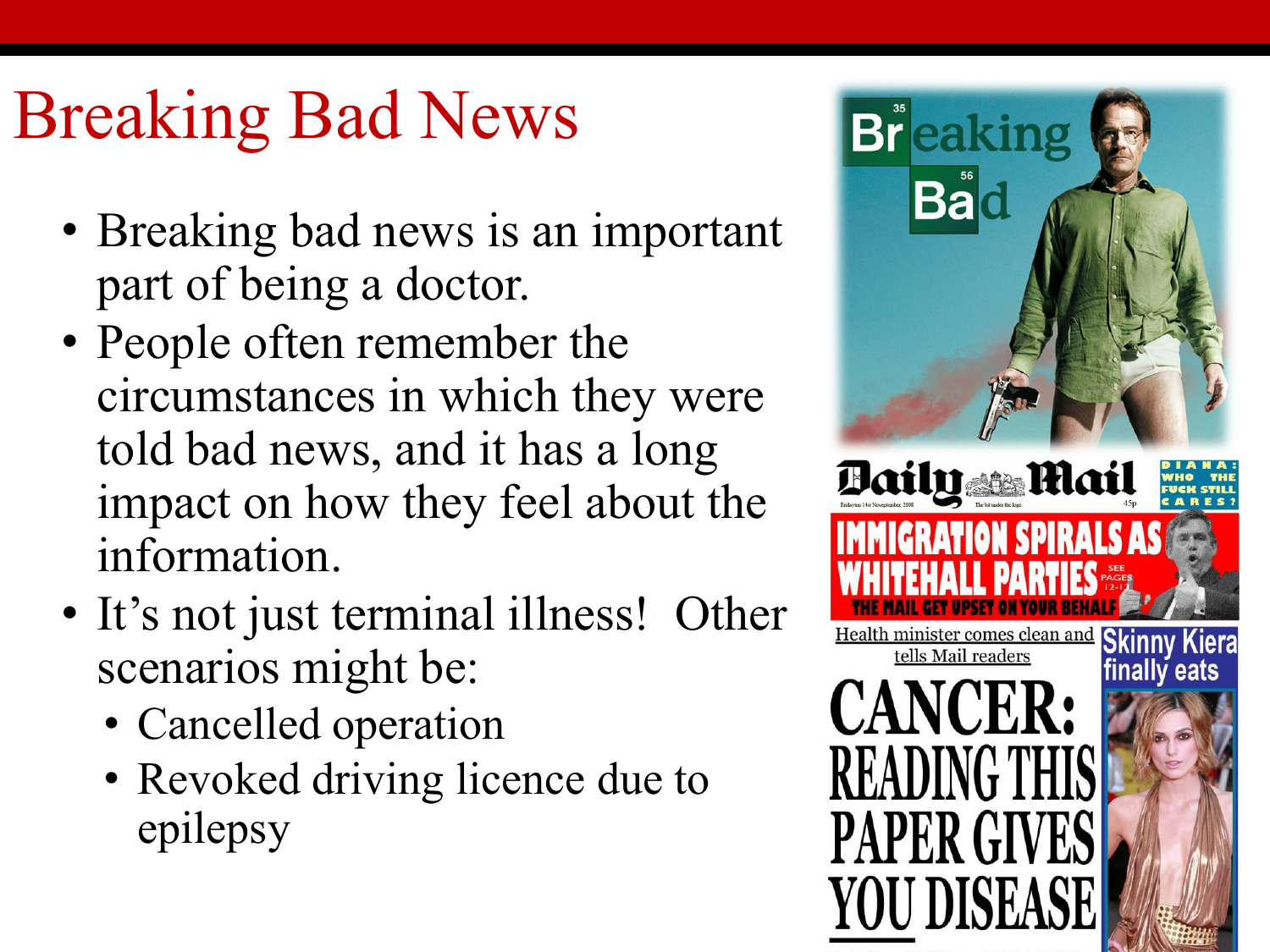# Breaking Bad News

- Breaking bad news is an important part of being a doctor.
- People often remember the circumstances in which they were told bad news, and it has a long impact on how they feel about the information.
- It's not just terminal illness! Other scenarios might be:
  - Cancelled operation
  - Revoked driving licence due to epilepsy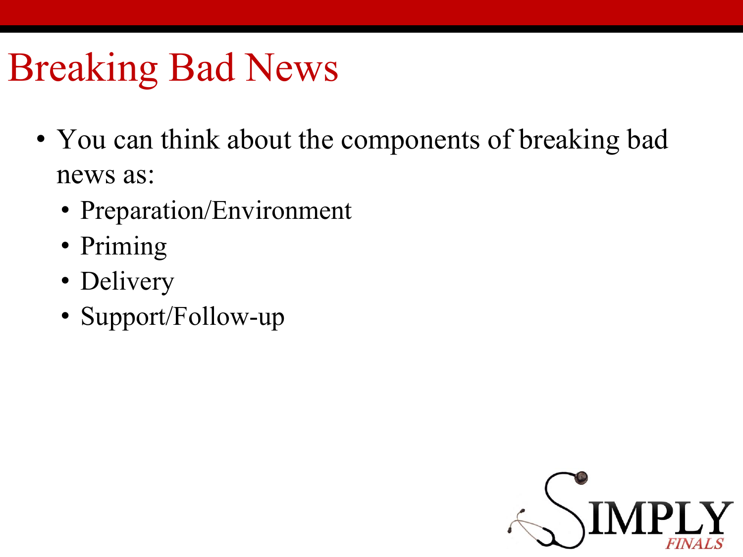# Breaking Bad News

- You can think about the components of breaking bad news as:
  - Preparation/Environment
  - Priming
  - Delivery
  - Support/Follow-up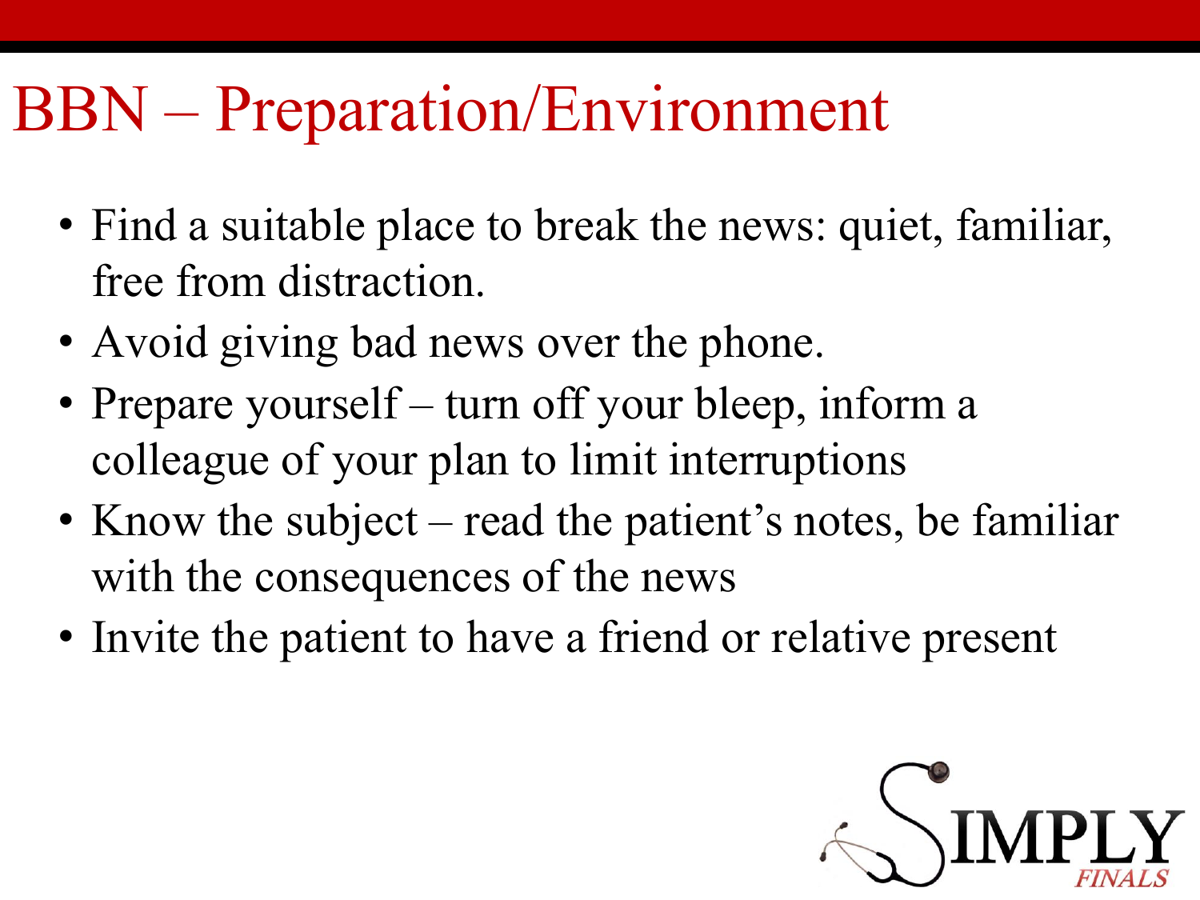# BBN – Preparation/Environment

- Find a suitable place to break the news: quiet, familiar, free from distraction.
- Avoid giving bad news over the phone.
- Prepare yourself – turn off your bleep, inform a colleague of your plan to limit interruptions
- Know the subject – read the patient's notes, be familiar with the consequences of the news
- Invite the patient to have a friend or relative present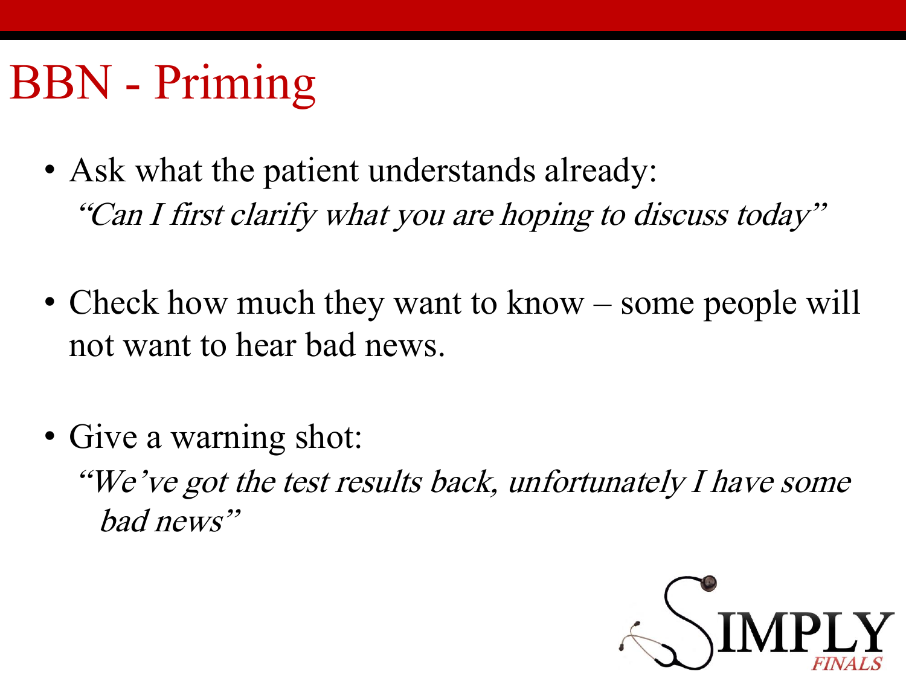# BBN - Priming

- Ask what the patient understands already:
  *"Can I first clarify what you are hoping to discuss today"*

- Check how much they want to know – some people will not want to hear bad news.

- Give a warning shot:
  *"We've got the test results back, unfortunately I have some bad news"*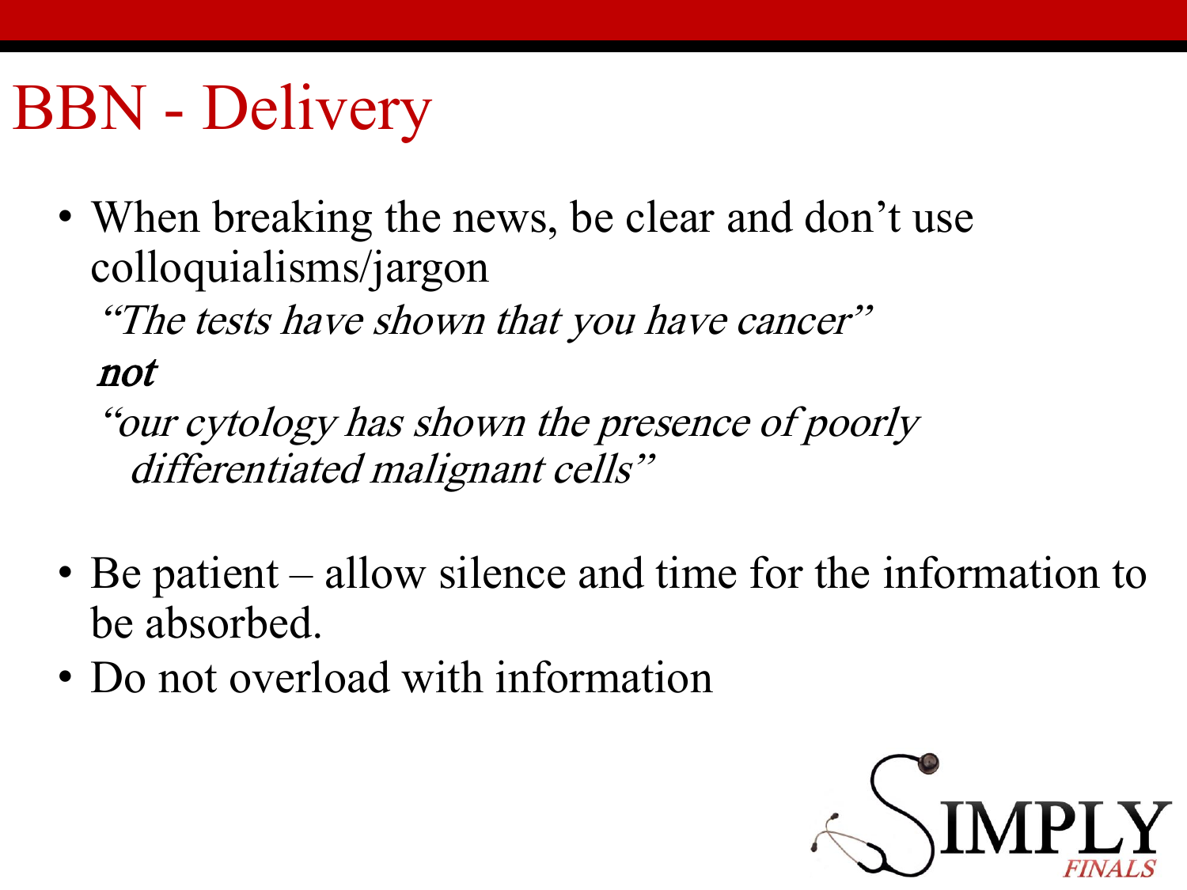# BBN - Delivery

- When breaking the news, be clear and don't use colloquialisms/jargon

  *"The tests have shown that you have cancer"*

  ***not***

  *"our cytology has shown the presence of poorly differentiated malignant cells"*

- Be patient – allow silence and time for the information to be absorbed.
- Do not overload with information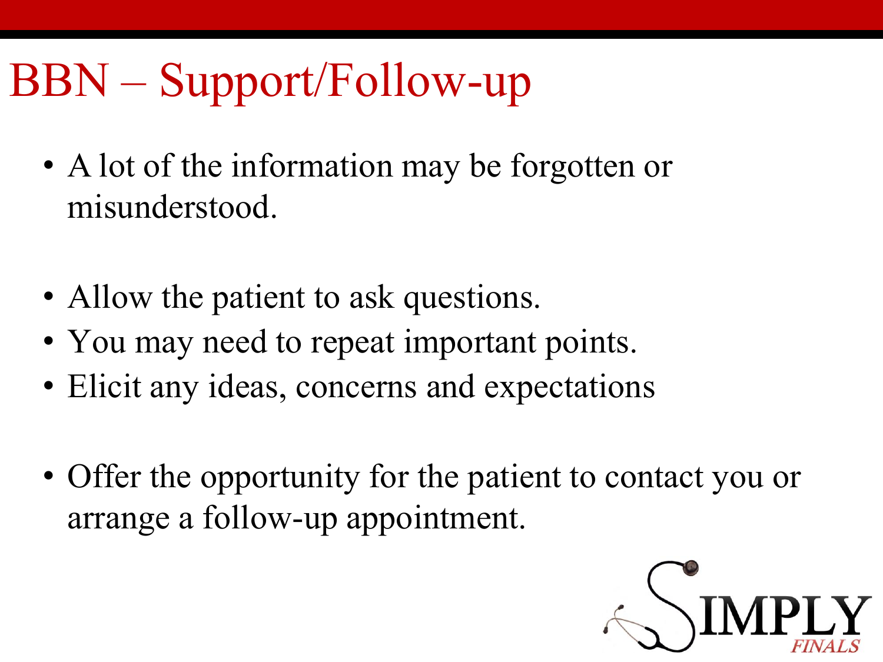# BBN – Support/Follow-up

- A lot of the information may be forgotten or misunderstood.

- Allow the patient to ask questions.
- You may need to repeat important points.
- Elicit any ideas, concerns and expectations

- Offer the opportunity for the patient to contact you or arrange a follow-up appointment.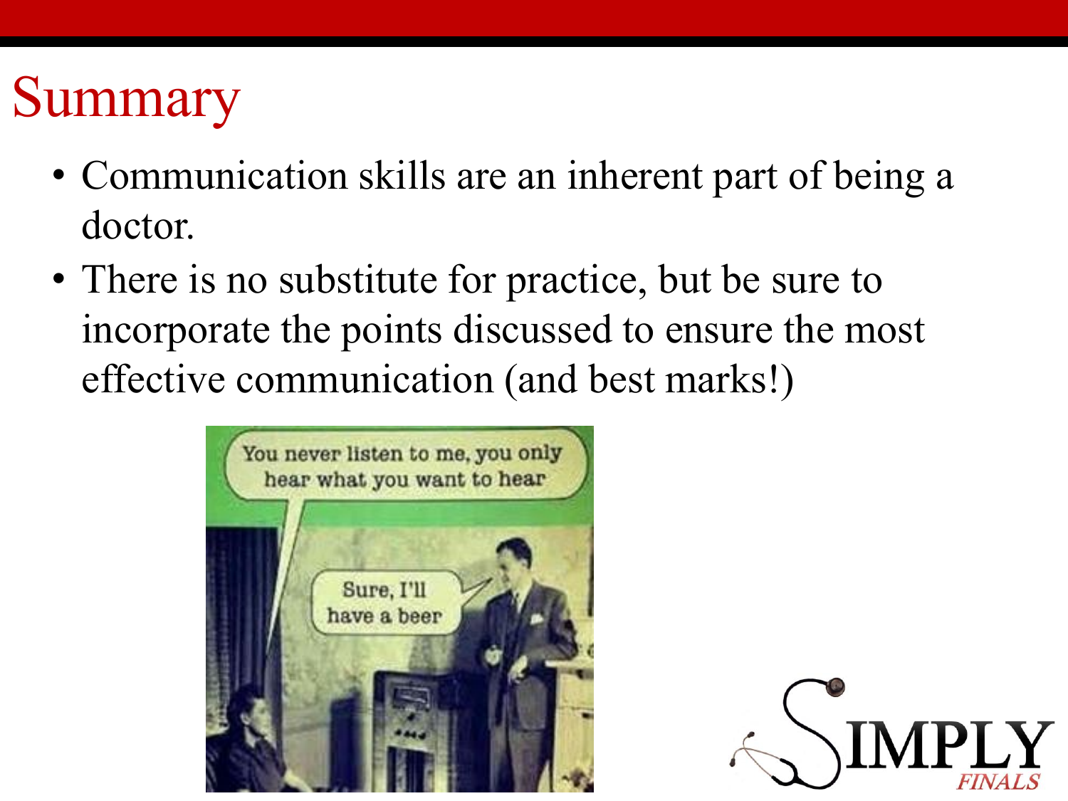# Summary

- Communication skills are an inherent part of being a doctor.
- There is no substitute for practice, but be sure to incorporate the points discussed to ensure the most effective communication (and best marks!)